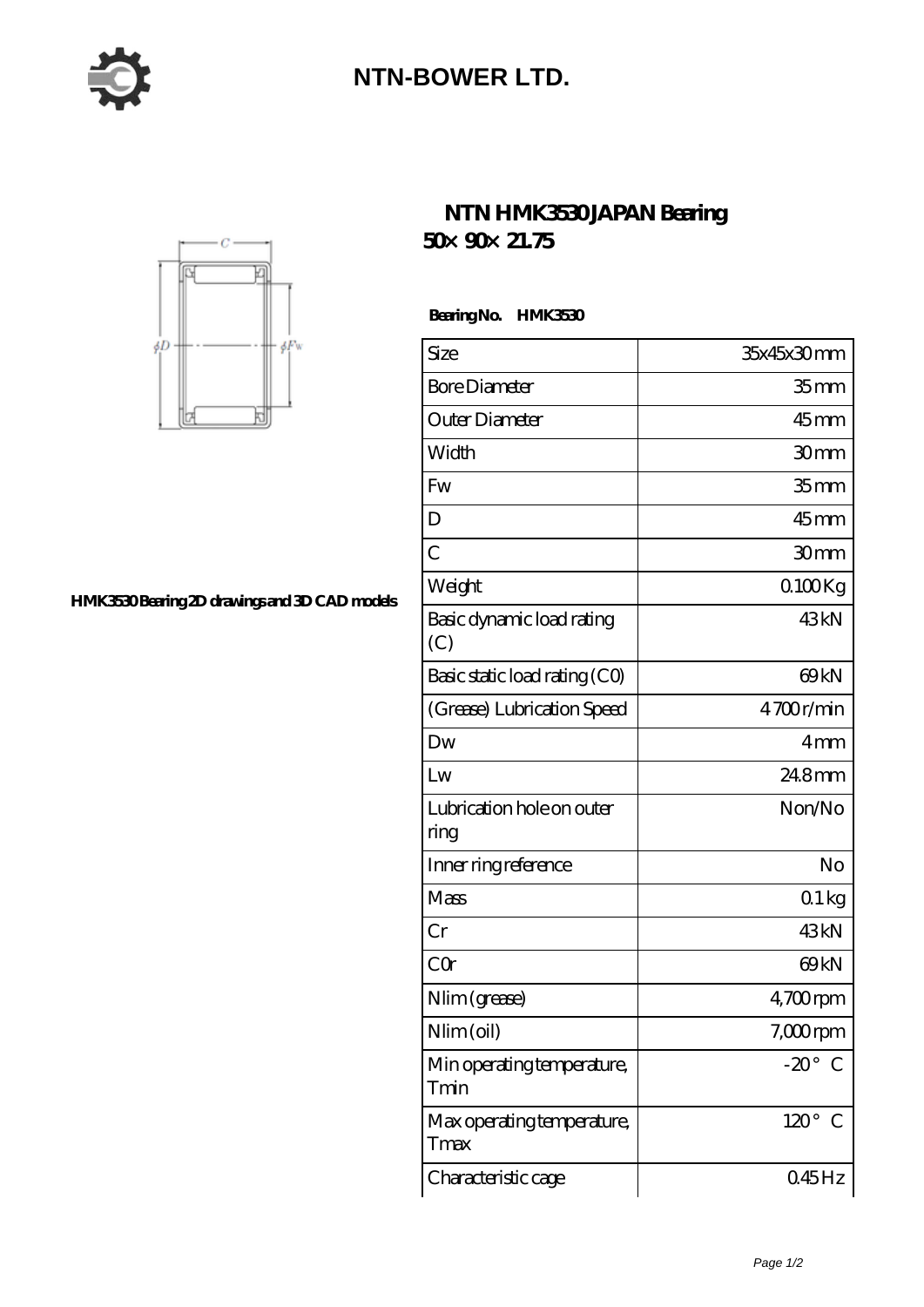# NTN-BOWER LTD.

## NTN HMK3530 JAPAN Bearing 50×90×21.75

HMK3530 Bearing 2D drawings and 3D CAD models

**Bearing No. HMK3530**

| Size | 35x45x30 mm |
| --- | --- |
| Bore Diameter | 35 mm |
| Outer Diameter | 45 mm |
| Width | 30 mm |
| Fw | 35 mm |
| D | 45 mm |
| C | 30 mm |
| Weight | 0.100 Kg |
| Basic dynamic load rating (C) | 43 kN |
| Basic static load rating (C0) | 69 kN |
| (Grease) Lubrication Speed | 4700 r/min |
| Dw | 4 mm |
| Lw | 24.8 mm |
| Lubrication hole on outer ring | Non/No |
| Inner ring reference | No |
| Mass | 0.1 kg |
| Cr | 43 kN |
| C0r | 69 kN |
| Nlim (grease) | 4,700 rpm |
| Nlim (oil) | 7,000 rpm |
| Min operating temperature, Tmin | -20 ° C |
| Max operating temperature, Tmax | 120 ° C |
| Characteristic cage | 0.45 Hz |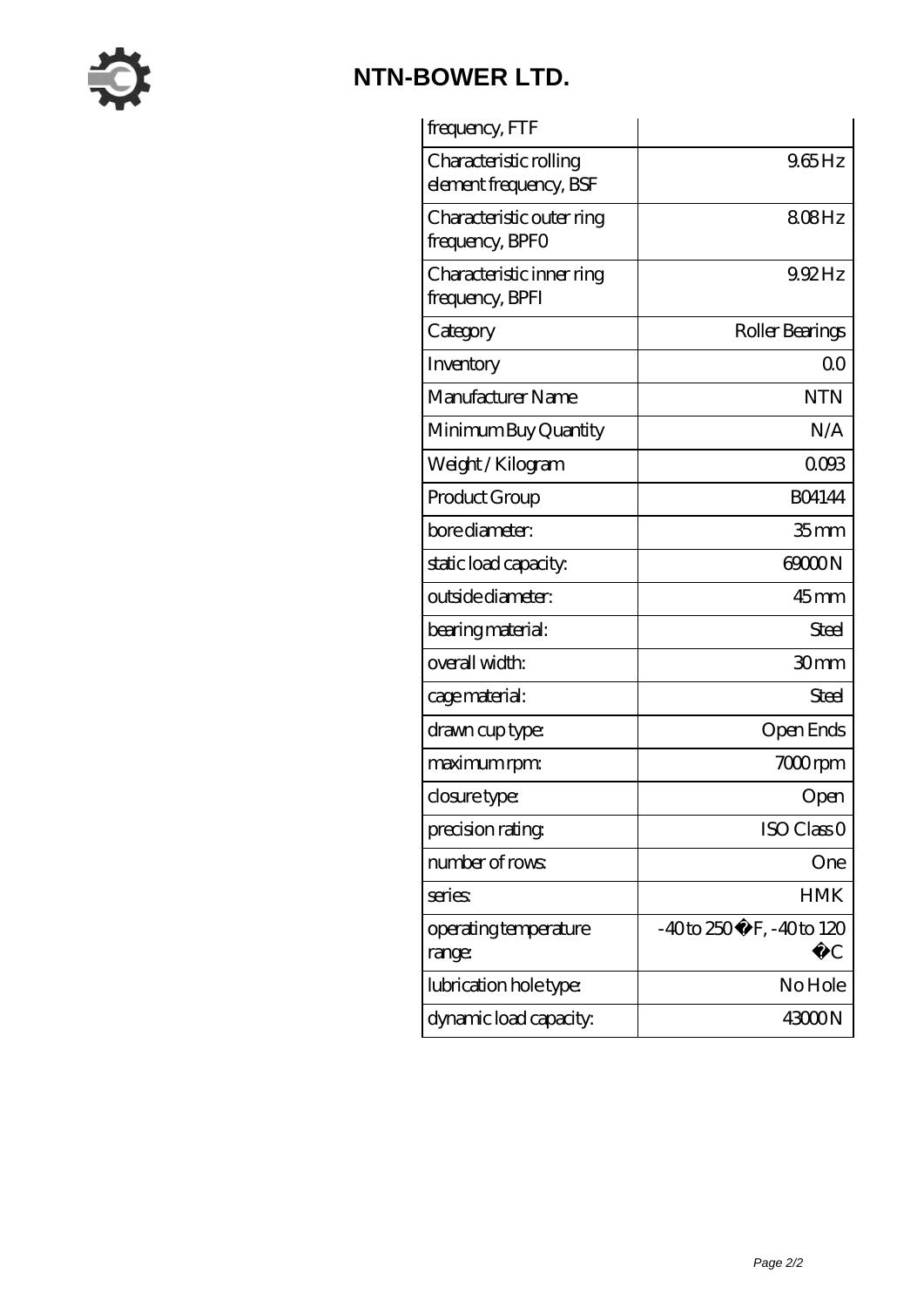# NTN-BOWER LTD.

| | |
|---|---|
| frequency, FTF | |
| Characteristic rolling element frequency, BSF | 9.65 Hz |
| Characteristic outer ring frequency, BPFO | 8.08 Hz |
| Characteristic inner ring frequency, BPFI | 9.92 Hz |
| Category | Roller Bearings |
| Inventory | 0.0 |
| Manufacturer Name | NTN |
| Minimum Buy Quantity | N/A |
| Weight / Kilogram | 0.093 |
| Product Group | B04144 |
| bore diameter: | 35 mm |
| static load capacity: | 69000 N |
| outside diameter: | 45 mm |
| bearing material: | Steel |
| overall width: | 30 mm |
| cage material: | Steel |
| drawn cup type: | Open Ends |
| maximum rpm: | 7000 rpm |
| closure type: | Open |
| precision rating: | ISO Class 0 |
| number of rows: | One |
| series: | HMK |
| operating temperature range: | -40 to 250 �F, -40 to 120 �C |
| lubrication hole type: | No Hole |
| dynamic load capacity: | 43000 N |